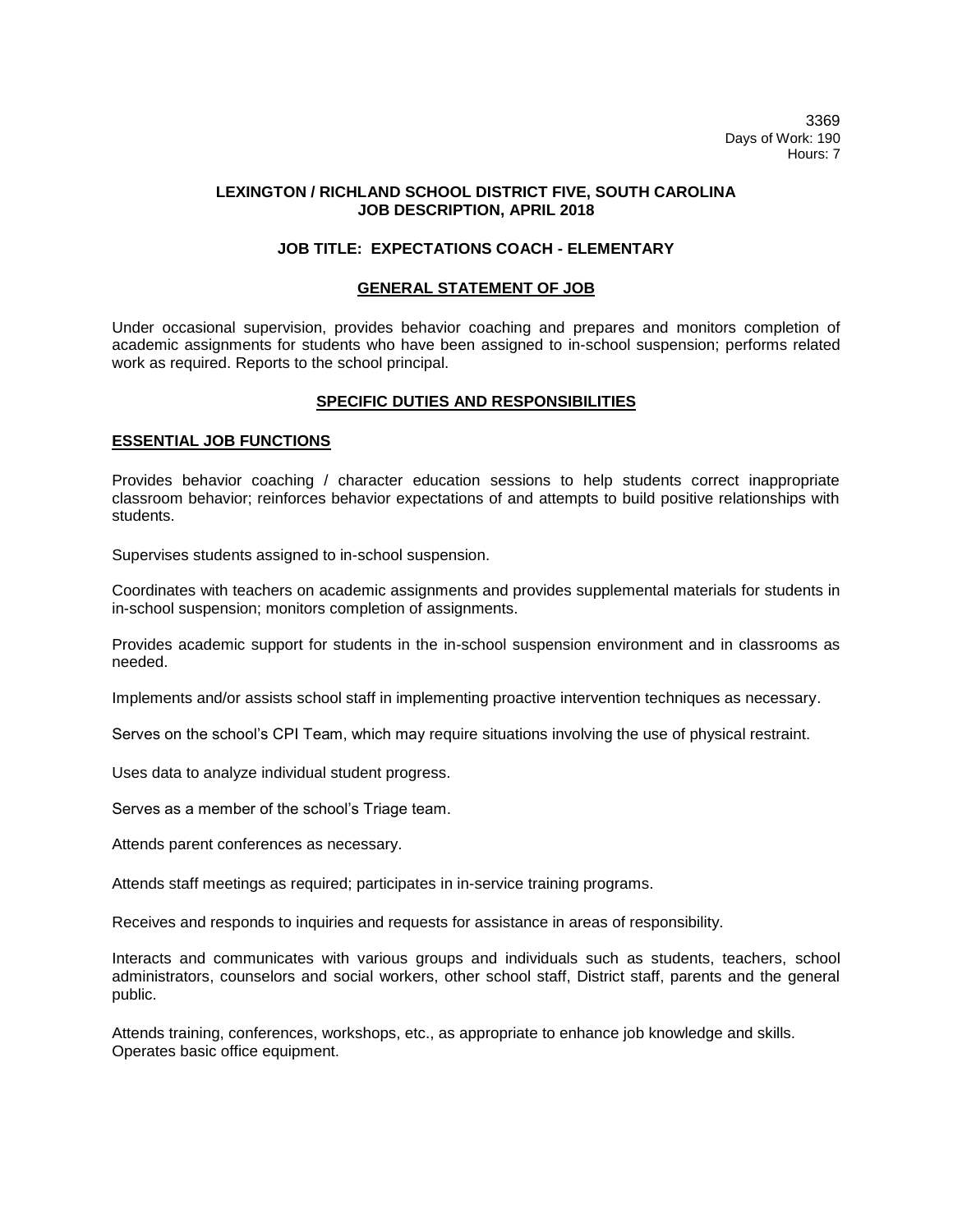3369
Days of Work: 190
Hours: 7

**LEXINGTON / RICHLAND SCHOOL DISTRICT FIVE, SOUTH CAROLINA**
**JOB DESCRIPTION, APRIL 2018**

# JOB TITLE: EXPECTATIONS COACH - ELEMENTARY

## GENERAL STATEMENT OF JOB

Under occasional supervision, provides behavior coaching and prepares and monitors completion of academic assignments for students who have been assigned to in-school suspension; performs related work as required. Reports to the school principal.

## SPECIFIC DUTIES AND RESPONSIBILITIES

### ESSENTIAL JOB FUNCTIONS

Provides behavior coaching / character education sessions to help students correct inappropriate classroom behavior; reinforces behavior expectations of and attempts to build positive relationships with students.

Supervises students assigned to in-school suspension.

Coordinates with teachers on academic assignments and provides supplemental materials for students in in-school suspension; monitors completion of assignments.

Provides academic support for students in the in-school suspension environment and in classrooms as needed.

Implements and/or assists school staff in implementing proactive intervention techniques as necessary.

Serves on the school's CPI Team, which may require situations involving the use of physical restraint.

Uses data to analyze individual student progress.

Serves as a member of the school's Triage team.

Attends parent conferences as necessary.

Attends staff meetings as required; participates in in-service training programs.

Receives and responds to inquiries and requests for assistance in areas of responsibility.

Interacts and communicates with various groups and individuals such as students, teachers, school administrators, counselors and social workers, other school staff, District staff, parents and the general public.

Attends training, conferences, workshops, etc., as appropriate to enhance job knowledge and skills.
Operates basic office equipment.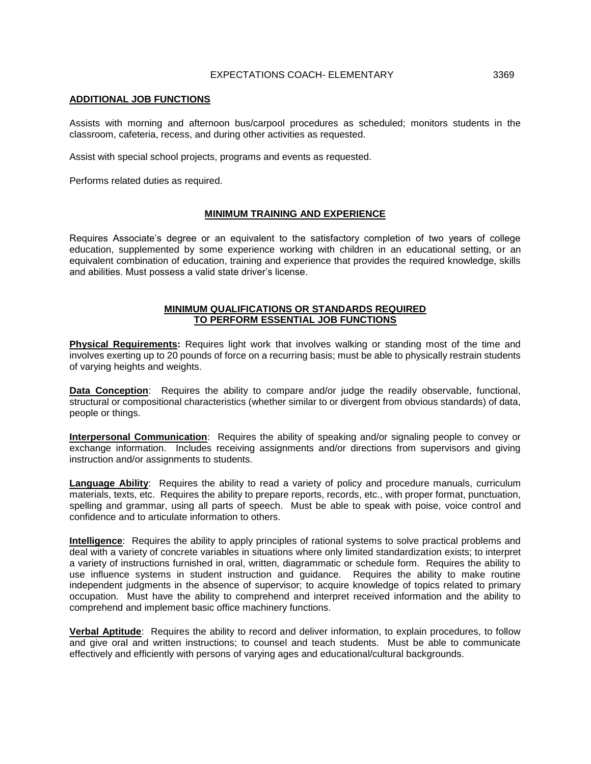## ADDITIONAL JOB FUNCTIONS

Assists with morning and afternoon bus/carpool procedures as scheduled; monitors students in the classroom, cafeteria, recess, and during other activities as requested.

Assist with special school projects, programs and events as requested.

Performs related duties as required.

## MINIMUM TRAINING AND EXPERIENCE

Requires Associate's degree or an equivalent to the satisfactory completion of two years of college education, supplemented by some experience working with children in an educational setting, or an equivalent combination of education, training and experience that provides the required knowledge, skills and abilities. Must possess a valid state driver's license.

## MINIMUM QUALIFICATIONS OR STANDARDS REQUIRED TO PERFORM ESSENTIAL JOB FUNCTIONS

**Physical Requirements:** Requires light work that involves walking or standing most of the time and involves exerting up to 20 pounds of force on a recurring basis; must be able to physically restrain students of varying heights and weights.

**Data Conception**: Requires the ability to compare and/or judge the readily observable, functional, structural or compositional characteristics (whether similar to or divergent from obvious standards) of data, people or things.

**Interpersonal Communication**: Requires the ability of speaking and/or signaling people to convey or exchange information. Includes receiving assignments and/or directions from supervisors and giving instruction and/or assignments to students.

**Language Ability**: Requires the ability to read a variety of policy and procedure manuals, curriculum materials, texts, etc. Requires the ability to prepare reports, records, etc., with proper format, punctuation, spelling and grammar, using all parts of speech. Must be able to speak with poise, voice control and confidence and to articulate information to others.

**Intelligence**: Requires the ability to apply principles of rational systems to solve practical problems and deal with a variety of concrete variables in situations where only limited standardization exists; to interpret a variety of instructions furnished in oral, written, diagrammatic or schedule form. Requires the ability to use influence systems in student instruction and guidance. Requires the ability to make routine independent judgments in the absence of supervisor; to acquire knowledge of topics related to primary occupation. Must have the ability to comprehend and interpret received information and the ability to comprehend and implement basic office machinery functions.

**Verbal Aptitude**: Requires the ability to record and deliver information, to explain procedures, to follow and give oral and written instructions; to counsel and teach students. Must be able to communicate effectively and efficiently with persons of varying ages and educational/cultural backgrounds.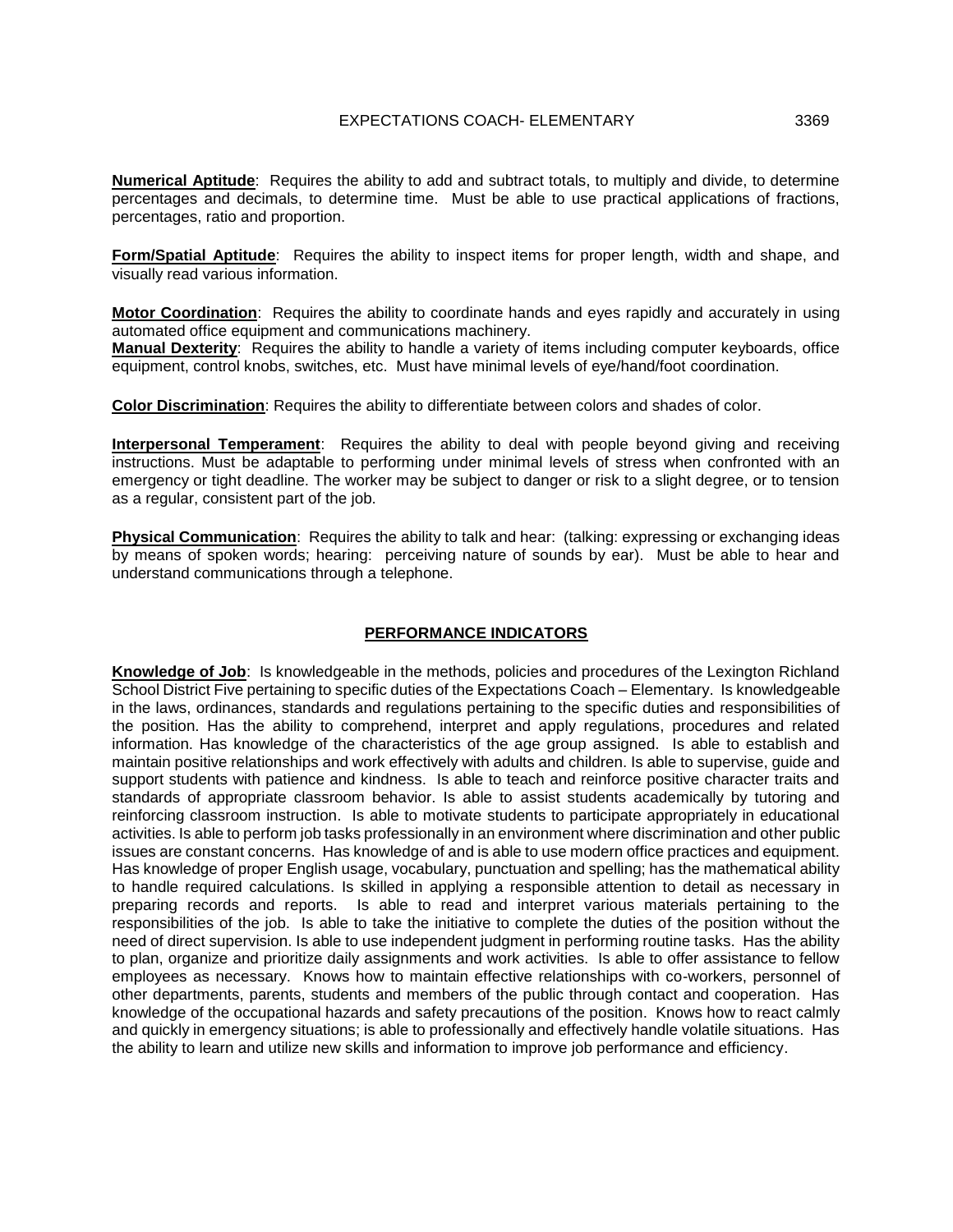**Numerical Aptitude**: Requires the ability to add and subtract totals, to multiply and divide, to determine percentages and decimals, to determine time. Must be able to use practical applications of fractions, percentages, ratio and proportion.

**Form/Spatial Aptitude**: Requires the ability to inspect items for proper length, width and shape, and visually read various information.

**Motor Coordination**: Requires the ability to coordinate hands and eyes rapidly and accurately in using automated office equipment and communications machinery.
**Manual Dexterity**: Requires the ability to handle a variety of items including computer keyboards, office equipment, control knobs, switches, etc. Must have minimal levels of eye/hand/foot coordination.

**Color Discrimination**: Requires the ability to differentiate between colors and shades of color.

**Interpersonal Temperament**: Requires the ability to deal with people beyond giving and receiving instructions. Must be adaptable to performing under minimal levels of stress when confronted with an emergency or tight deadline. The worker may be subject to danger or risk to a slight degree, or to tension as a regular, consistent part of the job.

**Physical Communication**: Requires the ability to talk and hear: (talking: expressing or exchanging ideas by means of spoken words; hearing: perceiving nature of sounds by ear). Must be able to hear and understand communications through a telephone.

## PERFORMANCE INDICATORS

**Knowledge of Job**: Is knowledgeable in the methods, policies and procedures of the Lexington Richland School District Five pertaining to specific duties of the Expectations Coach – Elementary. Is knowledgeable in the laws, ordinances, standards and regulations pertaining to the specific duties and responsibilities of the position. Has the ability to comprehend, interpret and apply regulations, procedures and related information. Has knowledge of the characteristics of the age group assigned. Is able to establish and maintain positive relationships and work effectively with adults and children. Is able to supervise, guide and support students with patience and kindness. Is able to teach and reinforce positive character traits and standards of appropriate classroom behavior. Is able to assist students academically by tutoring and reinforcing classroom instruction. Is able to motivate students to participate appropriately in educational activities. Is able to perform job tasks professionally in an environment where discrimination and other public issues are constant concerns. Has knowledge of and is able to use modern office practices and equipment. Has knowledge of proper English usage, vocabulary, punctuation and spelling; has the mathematical ability to handle required calculations. Is skilled in applying a responsible attention to detail as necessary in preparing records and reports. Is able to read and interpret various materials pertaining to the responsibilities of the job. Is able to take the initiative to complete the duties of the position without the need of direct supervision. Is able to use independent judgment in performing routine tasks. Has the ability to plan, organize and prioritize daily assignments and work activities. Is able to offer assistance to fellow employees as necessary. Knows how to maintain effective relationships with co-workers, personnel of other departments, parents, students and members of the public through contact and cooperation. Has knowledge of the occupational hazards and safety precautions of the position. Knows how to react calmly and quickly in emergency situations; is able to professionally and effectively handle volatile situations. Has the ability to learn and utilize new skills and information to improve job performance and efficiency.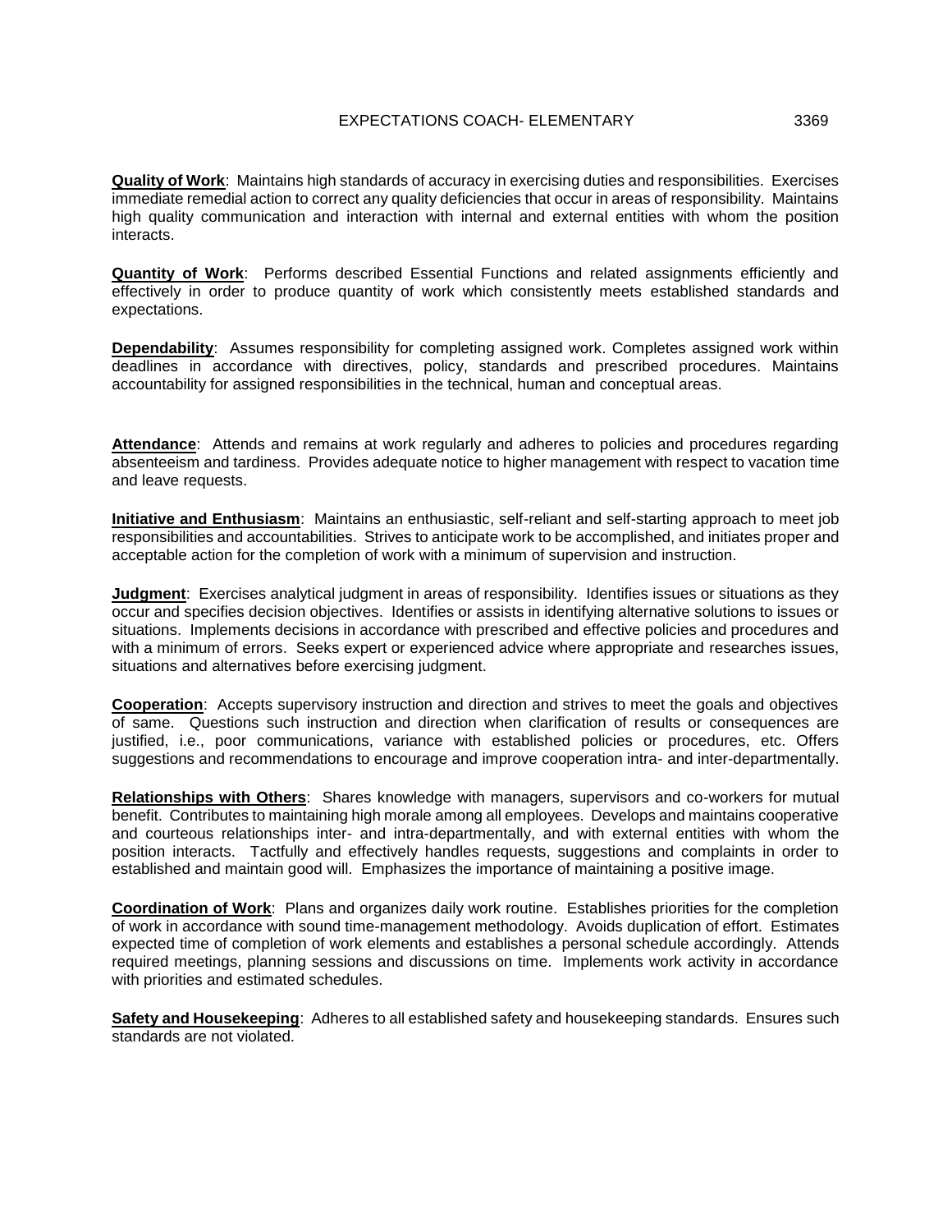**Quality of Work**: Maintains high standards of accuracy in exercising duties and responsibilities. Exercises immediate remedial action to correct any quality deficiencies that occur in areas of responsibility. Maintains high quality communication and interaction with internal and external entities with whom the position interacts.

**Quantity of Work**: Performs described Essential Functions and related assignments efficiently and effectively in order to produce quantity of work which consistently meets established standards and expectations.

**Dependability**: Assumes responsibility for completing assigned work. Completes assigned work within deadlines in accordance with directives, policy, standards and prescribed procedures. Maintains accountability for assigned responsibilities in the technical, human and conceptual areas.

**Attendance**: Attends and remains at work regularly and adheres to policies and procedures regarding absenteeism and tardiness. Provides adequate notice to higher management with respect to vacation time and leave requests.

**Initiative and Enthusiasm**: Maintains an enthusiastic, self-reliant and self-starting approach to meet job responsibilities and accountabilities. Strives to anticipate work to be accomplished, and initiates proper and acceptable action for the completion of work with a minimum of supervision and instruction.

**Judgment**: Exercises analytical judgment in areas of responsibility. Identifies issues or situations as they occur and specifies decision objectives. Identifies or assists in identifying alternative solutions to issues or situations. Implements decisions in accordance with prescribed and effective policies and procedures and with a minimum of errors. Seeks expert or experienced advice where appropriate and researches issues, situations and alternatives before exercising judgment.

**Cooperation**: Accepts supervisory instruction and direction and strives to meet the goals and objectives of same. Questions such instruction and direction when clarification of results or consequences are justified, i.e., poor communications, variance with established policies or procedures, etc. Offers suggestions and recommendations to encourage and improve cooperation intra- and inter-departmentally.

**Relationships with Others**: Shares knowledge with managers, supervisors and co-workers for mutual benefit. Contributes to maintaining high morale among all employees. Develops and maintains cooperative and courteous relationships inter- and intra-departmentally, and with external entities with whom the position interacts. Tactfully and effectively handles requests, suggestions and complaints in order to established and maintain good will. Emphasizes the importance of maintaining a positive image.

**Coordination of Work**: Plans and organizes daily work routine. Establishes priorities for the completion of work in accordance with sound time-management methodology. Avoids duplication of effort. Estimates expected time of completion of work elements and establishes a personal schedule accordingly. Attends required meetings, planning sessions and discussions on time. Implements work activity in accordance with priorities and estimated schedules.

**Safety and Housekeeping**: Adheres to all established safety and housekeeping standards. Ensures such standards are not violated.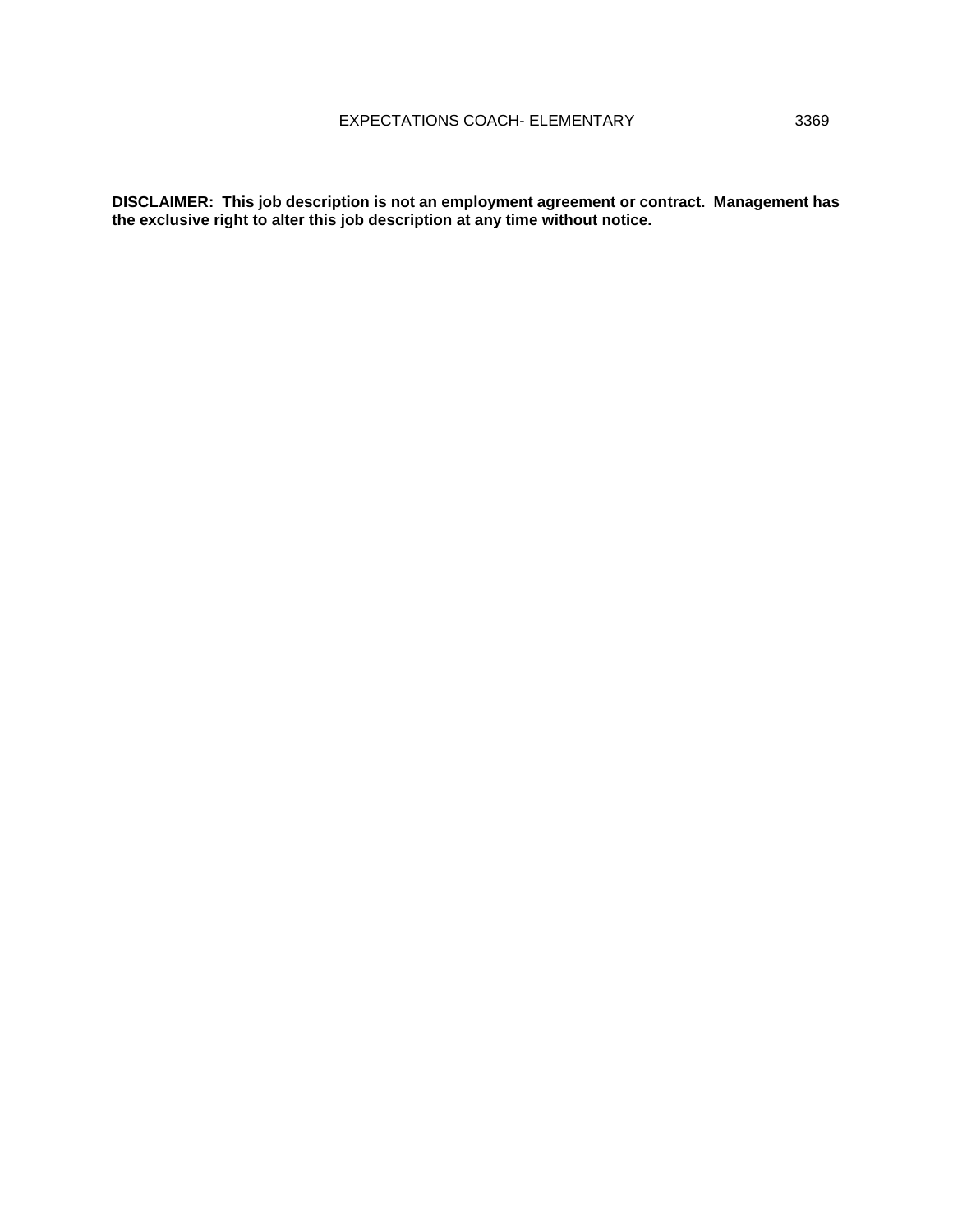**DISCLAIMER: This job description is not an employment agreement or contract. Management has the exclusive right to alter this job description at any time without notice.**